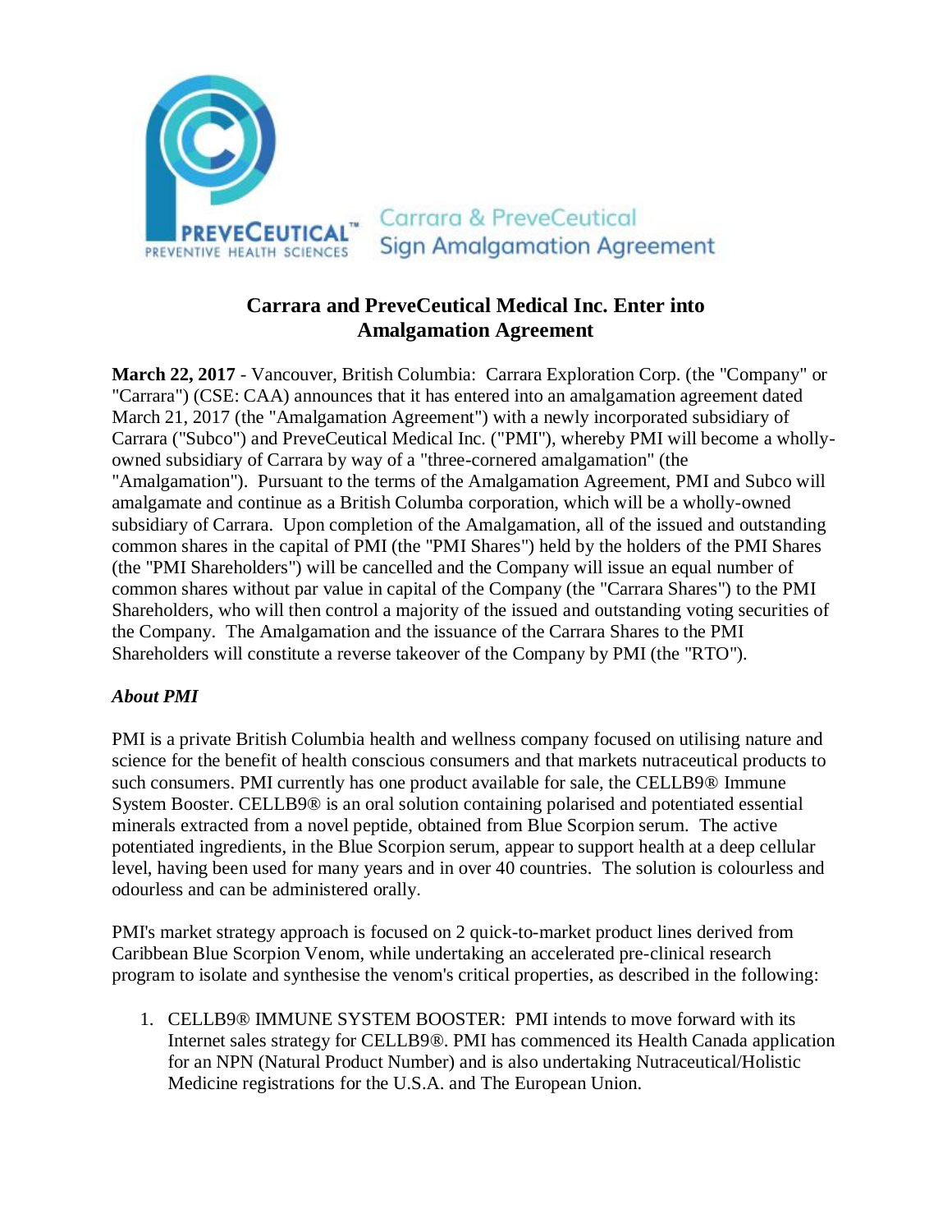Carrara & PreveCeutical Sign Amalgamation Agreement

# Carrara and PreveCeutical Medical Inc. Enter into Amalgamation Agreement

**March 22, 2017** - Vancouver, British Columbia: Carrara Exploration Corp. (the "Company" or "Carrara") (CSE: CAA) announces that it has entered into an amalgamation agreement dated March 21, 2017 (the "Amalgamation Agreement") with a newly incorporated subsidiary of Carrara ("Subco") and PreveCeutical Medical Inc. ("PMI"), whereby PMI will become a wholly-owned subsidiary of Carrara by way of a "three-cornered amalgamation" (the "Amalgamation"). Pursuant to the terms of the Amalgamation Agreement, PMI and Subco will amalgamate and continue as a British Columba corporation, which will be a wholly-owned subsidiary of Carrara. Upon completion of the Amalgamation, all of the issued and outstanding common shares in the capital of PMI (the "PMI Shares") held by the holders of the PMI Shares (the "PMI Shareholders") will be cancelled and the Company will issue an equal number of common shares without par value in capital of the Company (the "Carrara Shares") to the PMI Shareholders, who will then control a majority of the issued and outstanding voting securities of the Company. The Amalgamation and the issuance of the Carrara Shares to the PMI Shareholders will constitute a reverse takeover of the Company by PMI (the "RTO").

## *About PMI*

PMI is a private British Columbia health and wellness company focused on utilising nature and science for the benefit of health conscious consumers and that markets nutraceutical products to such consumers. PMI currently has one product available for sale, the CELLB9® Immune System Booster. CELLB9® is an oral solution containing polarised and potentiated essential minerals extracted from a novel peptide, obtained from Blue Scorpion serum. The active potentiated ingredients, in the Blue Scorpion serum, appear to support health at a deep cellular level, having been used for many years and in over 40 countries. The solution is colourless and odourless and can be administered orally.

PMI's market strategy approach is focused on 2 quick-to-market product lines derived from Caribbean Blue Scorpion Venom, while undertaking an accelerated pre-clinical research program to isolate and synthesise the venom's critical properties, as described in the following:

1. CELLB9® IMMUNE SYSTEM BOOSTER: PMI intends to move forward with its Internet sales strategy for CELLB9®. PMI has commenced its Health Canada application for an NPN (Natural Product Number) and is also undertaking Nutraceutical/Holistic Medicine registrations for the U.S.A. and The European Union.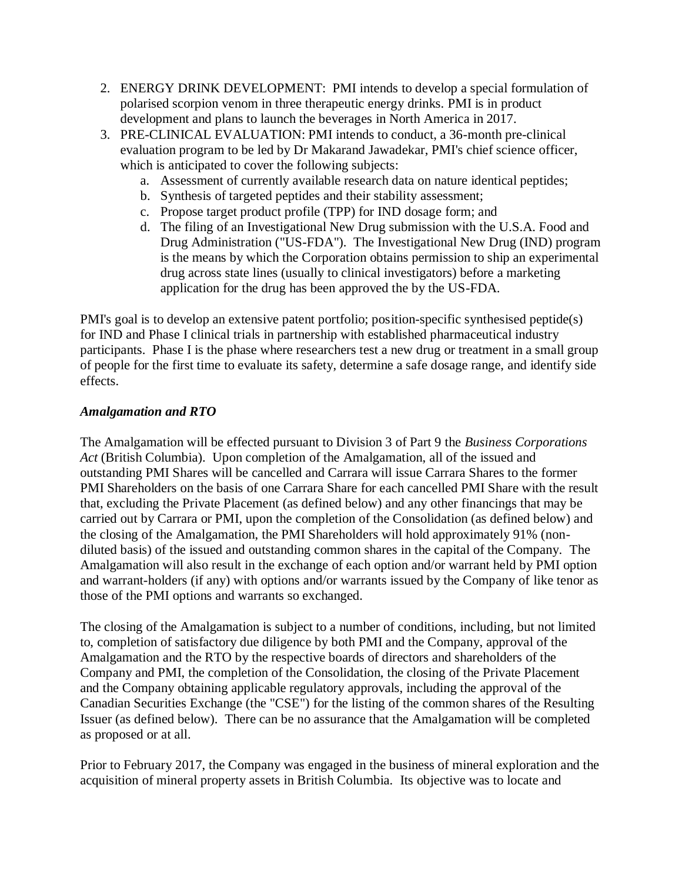2. ENERGY DRINK DEVELOPMENT: PMI intends to develop a special formulation of polarised scorpion venom in three therapeutic energy drinks. PMI is in product development and plans to launch the beverages in North America in 2017.
3. PRE-CLINICAL EVALUATION: PMI intends to conduct, a 36-month pre-clinical evaluation program to be led by Dr Makarand Jawadekar, PMI's chief science officer, which is anticipated to cover the following subjects:
   a. Assessment of currently available research data on nature identical peptides;
   b. Synthesis of targeted peptides and their stability assessment;
   c. Propose target product profile (TPP) for IND dosage form; and
   d. The filing of an Investigational New Drug submission with the U.S.A. Food and Drug Administration ("US-FDA"). The Investigational New Drug (IND) program is the means by which the Corporation obtains permission to ship an experimental drug across state lines (usually to clinical investigators) before a marketing application for the drug has been approved the by the US-FDA.

PMI's goal is to develop an extensive patent portfolio; position-specific synthesised peptide(s) for IND and Phase I clinical trials in partnership with established pharmaceutical industry participants. Phase I is the phase where researchers test a new drug or treatment in a small group of people for the first time to evaluate its safety, determine a safe dosage range, and identify side effects.

***Amalgamation and RTO***

The Amalgamation will be effected pursuant to Division 3 of Part 9 the *Business Corporations Act* (British Columbia). Upon completion of the Amalgamation, all of the issued and outstanding PMI Shares will be cancelled and Carrara will issue Carrara Shares to the former PMI Shareholders on the basis of one Carrara Share for each cancelled PMI Share with the result that, excluding the Private Placement (as defined below) and any other financings that may be carried out by Carrara or PMI, upon the completion of the Consolidation (as defined below) and the closing of the Amalgamation, the PMI Shareholders will hold approximately 91% (non-diluted basis) of the issued and outstanding common shares in the capital of the Company. The Amalgamation will also result in the exchange of each option and/or warrant held by PMI option and warrant-holders (if any) with options and/or warrants issued by the Company of like tenor as those of the PMI options and warrants so exchanged.

The closing of the Amalgamation is subject to a number of conditions, including, but not limited to, completion of satisfactory due diligence by both PMI and the Company, approval of the Amalgamation and the RTO by the respective boards of directors and shareholders of the Company and PMI, the completion of the Consolidation, the closing of the Private Placement and the Company obtaining applicable regulatory approvals, including the approval of the Canadian Securities Exchange (the "CSE") for the listing of the common shares of the Resulting Issuer (as defined below). There can be no assurance that the Amalgamation will be completed as proposed or at all.

Prior to February 2017, the Company was engaged in the business of mineral exploration and the acquisition of mineral property assets in British Columbia. Its objective was to locate and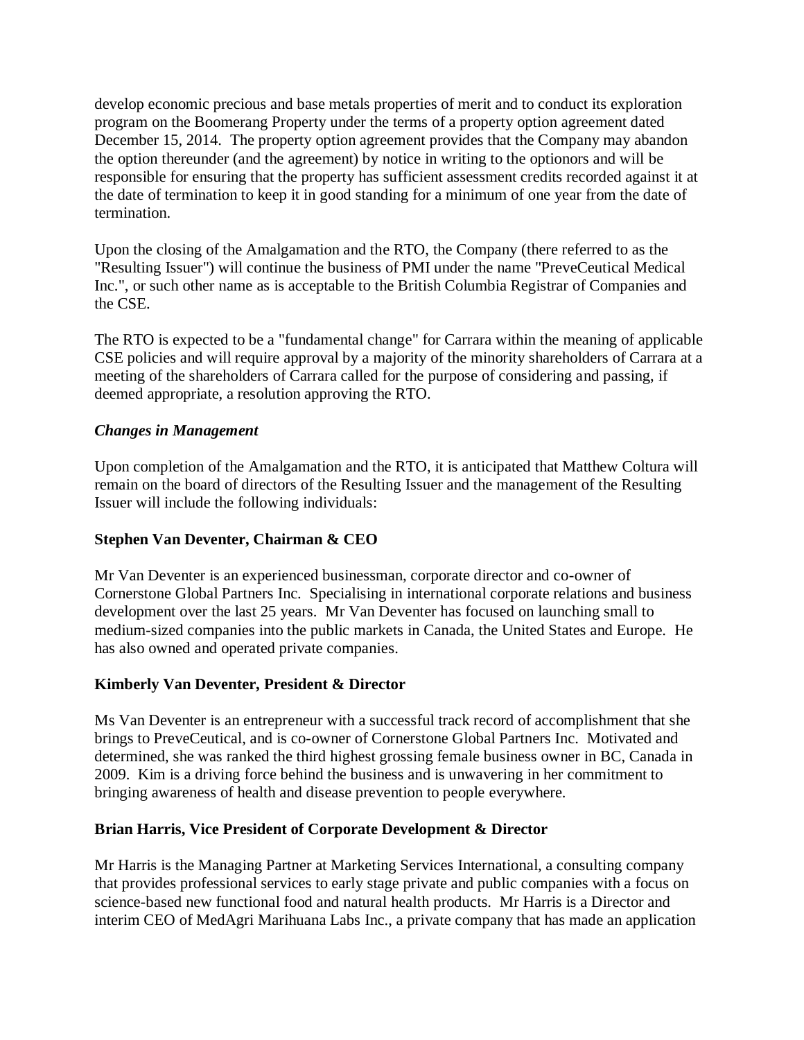develop economic precious and base metals properties of merit and to conduct its exploration program on the Boomerang Property under the terms of a property option agreement dated December 15, 2014. The property option agreement provides that the Company may abandon the option thereunder (and the agreement) by notice in writing to the optionors and will be responsible for ensuring that the property has sufficient assessment credits recorded against it at the date of termination to keep it in good standing for a minimum of one year from the date of termination.

Upon the closing of the Amalgamation and the RTO, the Company (there referred to as the "Resulting Issuer") will continue the business of PMI under the name "PreveCeutical Medical Inc.", or such other name as is acceptable to the British Columbia Registrar of Companies and the CSE.

The RTO is expected to be a "fundamental change" for Carrara within the meaning of applicable CSE policies and will require approval by a majority of the minority shareholders of Carrara at a meeting of the shareholders of Carrara called for the purpose of considering and passing, if deemed appropriate, a resolution approving the RTO.

***Changes in Management***

Upon completion of the Amalgamation and the RTO, it is anticipated that Matthew Coltura will remain on the board of directors of the Resulting Issuer and the management of the Resulting Issuer will include the following individuals:

**Stephen Van Deventer, Chairman & CEO**

Mr Van Deventer is an experienced businessman, corporate director and co-owner of Cornerstone Global Partners Inc. Specialising in international corporate relations and business development over the last 25 years. Mr Van Deventer has focused on launching small to medium-sized companies into the public markets in Canada, the United States and Europe. He has also owned and operated private companies.

**Kimberly Van Deventer, President & Director**

Ms Van Deventer is an entrepreneur with a successful track record of accomplishment that she brings to PreveCeutical, and is co-owner of Cornerstone Global Partners Inc. Motivated and determined, she was ranked the third highest grossing female business owner in BC, Canada in 2009. Kim is a driving force behind the business and is unwavering in her commitment to bringing awareness of health and disease prevention to people everywhere.

**Brian Harris, Vice President of Corporate Development & Director**

Mr Harris is the Managing Partner at Marketing Services International, a consulting company that provides professional services to early stage private and public companies with a focus on science-based new functional food and natural health products. Mr Harris is a Director and interim CEO of MedAgri Marihuana Labs Inc., a private company that has made an application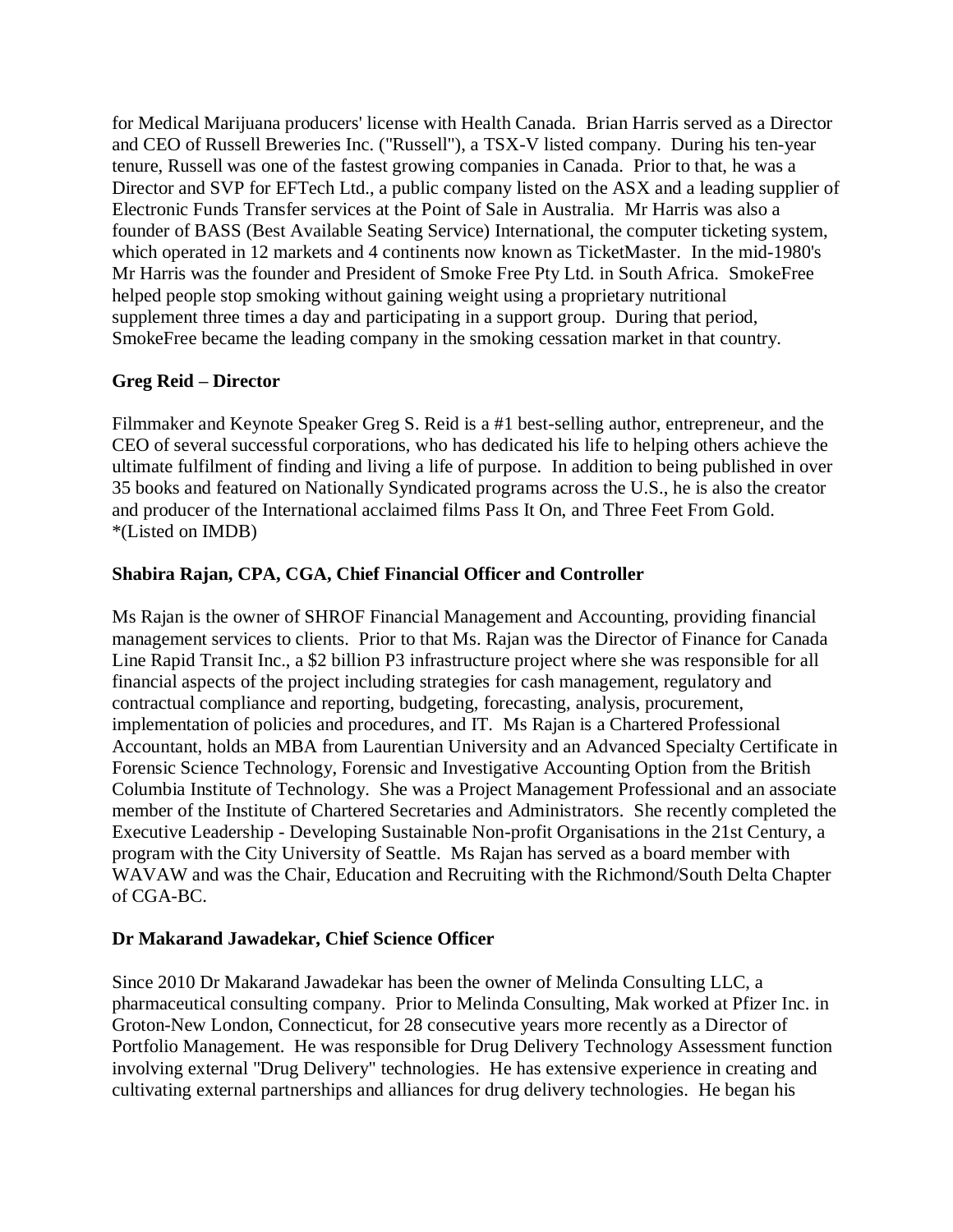for Medical Marijuana producers' license with Health Canada. Brian Harris served as a Director and CEO of Russell Breweries Inc. ("Russell"), a TSX-V listed company. During his ten-year tenure, Russell was one of the fastest growing companies in Canada. Prior to that, he was a Director and SVP for EFTech Ltd., a public company listed on the ASX and a leading supplier of Electronic Funds Transfer services at the Point of Sale in Australia. Mr Harris was also a founder of BASS (Best Available Seating Service) International, the computer ticketing system, which operated in 12 markets and 4 continents now known as TicketMaster. In the mid-1980's Mr Harris was the founder and President of Smoke Free Pty Ltd. in South Africa. SmokeFree helped people stop smoking without gaining weight using a proprietary nutritional supplement three times a day and participating in a support group. During that period, SmokeFree became the leading company in the smoking cessation market in that country.

**Greg Reid – Director**

Filmmaker and Keynote Speaker Greg S. Reid is a #1 best-selling author, entrepreneur, and the CEO of several successful corporations, who has dedicated his life to helping others achieve the ultimate fulfilment of finding and living a life of purpose. In addition to being published in over 35 books and featured on Nationally Syndicated programs across the U.S., he is also the creator and producer of the International acclaimed films Pass It On, and Three Feet From Gold. *(Listed on IMDB)

**Shabira Rajan, CPA, CGA, Chief Financial Officer and Controller**

Ms Rajan is the owner of SHROF Financial Management and Accounting, providing financial management services to clients. Prior to that Ms. Rajan was the Director of Finance for Canada Line Rapid Transit Inc., a $2 billion P3 infrastructure project where she was responsible for all financial aspects of the project including strategies for cash management, regulatory and contractual compliance and reporting, budgeting, forecasting, analysis, procurement, implementation of policies and procedures, and IT. Ms Rajan is a Chartered Professional Accountant, holds an MBA from Laurentian University and an Advanced Specialty Certificate in Forensic Science Technology, Forensic and Investigative Accounting Option from the British Columbia Institute of Technology. She was a Project Management Professional and an associate member of the Institute of Chartered Secretaries and Administrators. She recently completed the Executive Leadership - Developing Sustainable Non-profit Organisations in the 21st Century, a program with the City University of Seattle. Ms Rajan has served as a board member with WAVAW and was the Chair, Education and Recruiting with the Richmond/South Delta Chapter of CGA-BC.

**Dr Makarand Jawadekar, Chief Science Officer**

Since 2010 Dr Makarand Jawadekar has been the owner of Melinda Consulting LLC, a pharmaceutical consulting company. Prior to Melinda Consulting, Mak worked at Pfizer Inc. in Groton-New London, Connecticut, for 28 consecutive years more recently as a Director of Portfolio Management. He was responsible for Drug Delivery Technology Assessment function involving external "Drug Delivery" technologies. He has extensive experience in creating and cultivating external partnerships and alliances for drug delivery technologies. He began his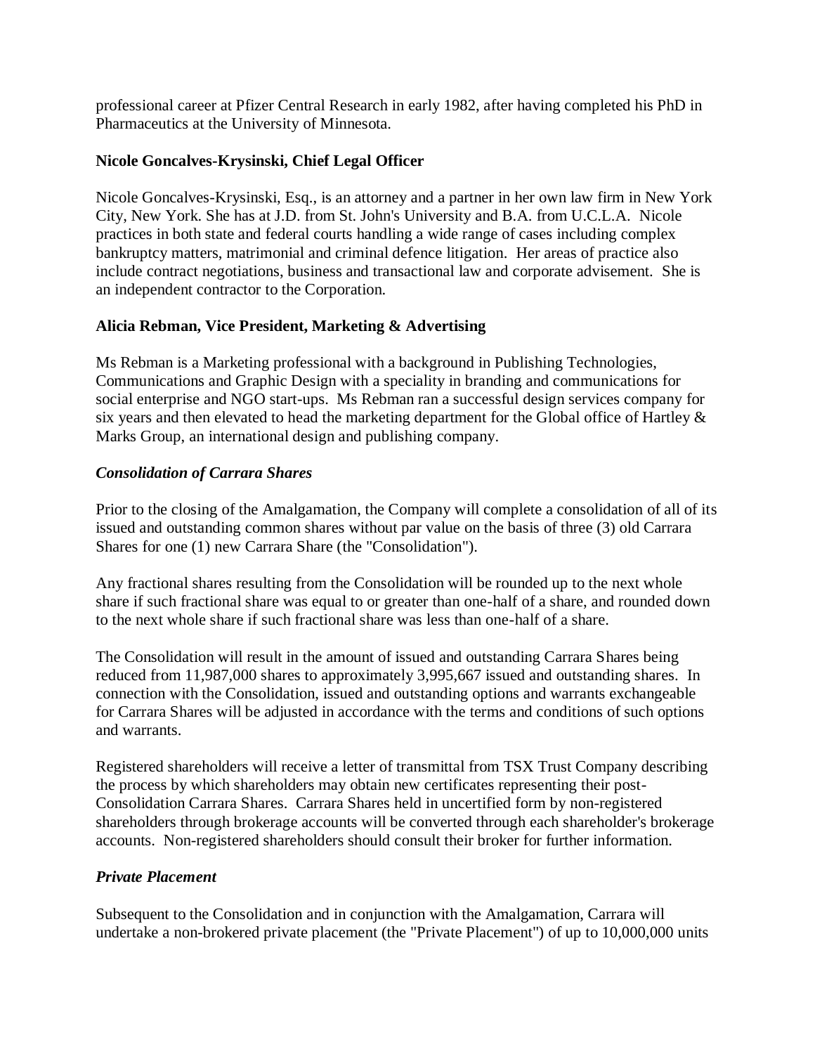professional career at Pfizer Central Research in early 1982, after having completed his PhD in Pharmaceutics at the University of Minnesota.

**Nicole Goncalves-Krysinski, Chief Legal Officer**

Nicole Goncalves-Krysinski, Esq., is an attorney and a partner in her own law firm in New York City, New York. She has at J.D. from St. John's University and B.A. from U.C.L.A. Nicole practices in both state and federal courts handling a wide range of cases including complex bankruptcy matters, matrimonial and criminal defence litigation. Her areas of practice also include contract negotiations, business and transactional law and corporate advisement. She is an independent contractor to the Corporation.

**Alicia Rebman, Vice President, Marketing & Advertising**

Ms Rebman is a Marketing professional with a background in Publishing Technologies, Communications and Graphic Design with a speciality in branding and communications for social enterprise and NGO start-ups. Ms Rebman ran a successful design services company for six years and then elevated to head the marketing department for the Global office of Hartley & Marks Group, an international design and publishing company.

***Consolidation of Carrara Shares***

Prior to the closing of the Amalgamation, the Company will complete a consolidation of all of its issued and outstanding common shares without par value on the basis of three (3) old Carrara Shares for one (1) new Carrara Share (the "Consolidation").

Any fractional shares resulting from the Consolidation will be rounded up to the next whole share if such fractional share was equal to or greater than one-half of a share, and rounded down to the next whole share if such fractional share was less than one-half of a share.

The Consolidation will result in the amount of issued and outstanding Carrara Shares being reduced from 11,987,000 shares to approximately 3,995,667 issued and outstanding shares. In connection with the Consolidation, issued and outstanding options and warrants exchangeable for Carrara Shares will be adjusted in accordance with the terms and conditions of such options and warrants.

Registered shareholders will receive a letter of transmittal from TSX Trust Company describing the process by which shareholders may obtain new certificates representing their post-Consolidation Carrara Shares. Carrara Shares held in uncertified form by non-registered shareholders through brokerage accounts will be converted through each shareholder's brokerage accounts. Non-registered shareholders should consult their broker for further information.

***Private Placement***

Subsequent to the Consolidation and in conjunction with the Amalgamation, Carrara will undertake a non-brokered private placement (the "Private Placement") of up to 10,000,000 units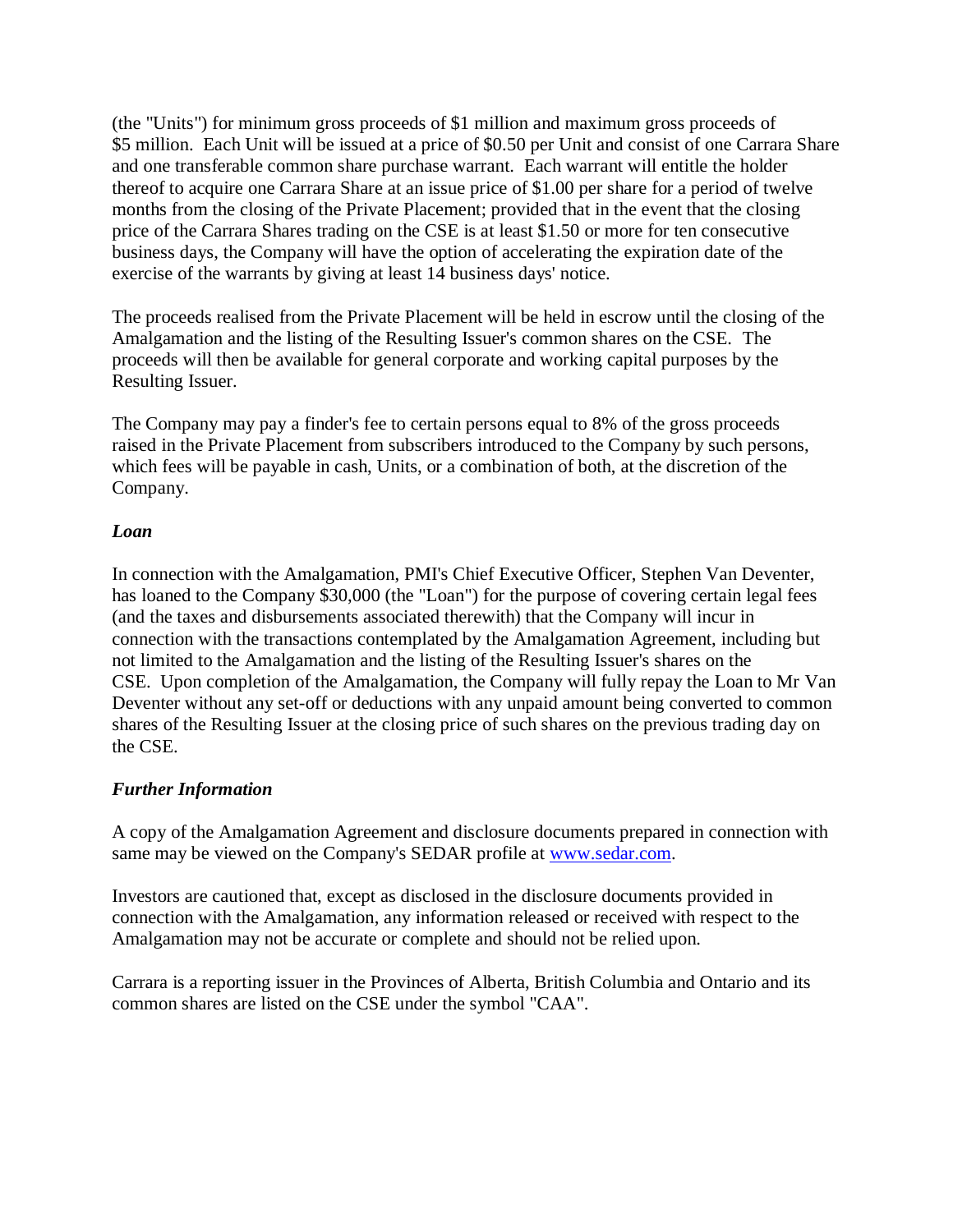(the "Units") for minimum gross proceeds of $1 million and maximum gross proceeds of $5 million. Each Unit will be issued at a price of $0.50 per Unit and consist of one Carrara Share and one transferable common share purchase warrant. Each warrant will entitle the holder thereof to acquire one Carrara Share at an issue price of $1.00 per share for a period of twelve months from the closing of the Private Placement; provided that in the event that the closing price of the Carrara Shares trading on the CSE is at least $1.50 or more for ten consecutive business days, the Company will have the option of accelerating the expiration date of the exercise of the warrants by giving at least 14 business days' notice.

The proceeds realised from the Private Placement will be held in escrow until the closing of the Amalgamation and the listing of the Resulting Issuer's common shares on the CSE. The proceeds will then be available for general corporate and working capital purposes by the Resulting Issuer.

The Company may pay a finder's fee to certain persons equal to 8% of the gross proceeds raised in the Private Placement from subscribers introduced to the Company by such persons, which fees will be payable in cash, Units, or a combination of both, at the discretion of the Company.

***Loan***

In connection with the Amalgamation, PMI's Chief Executive Officer, Stephen Van Deventer, has loaned to the Company $30,000 (the "Loan") for the purpose of covering certain legal fees (and the taxes and disbursements associated therewith) that the Company will incur in connection with the transactions contemplated by the Amalgamation Agreement, including but not limited to the Amalgamation and the listing of the Resulting Issuer's shares on the CSE. Upon completion of the Amalgamation, the Company will fully repay the Loan to Mr Van Deventer without any set-off or deductions with any unpaid amount being converted to common shares of the Resulting Issuer at the closing price of such shares on the previous trading day on the CSE.

***Further Information***

A copy of the Amalgamation Agreement and disclosure documents prepared in connection with same may be viewed on the Company's SEDAR profile at [www.sedar.com](http://www.sedar.com).

Investors are cautioned that, except as disclosed in the disclosure documents provided in connection with the Amalgamation, any information released or received with respect to the Amalgamation may not be accurate or complete and should not be relied upon.

Carrara is a reporting issuer in the Provinces of Alberta, British Columbia and Ontario and its common shares are listed on the CSE under the symbol "CAA".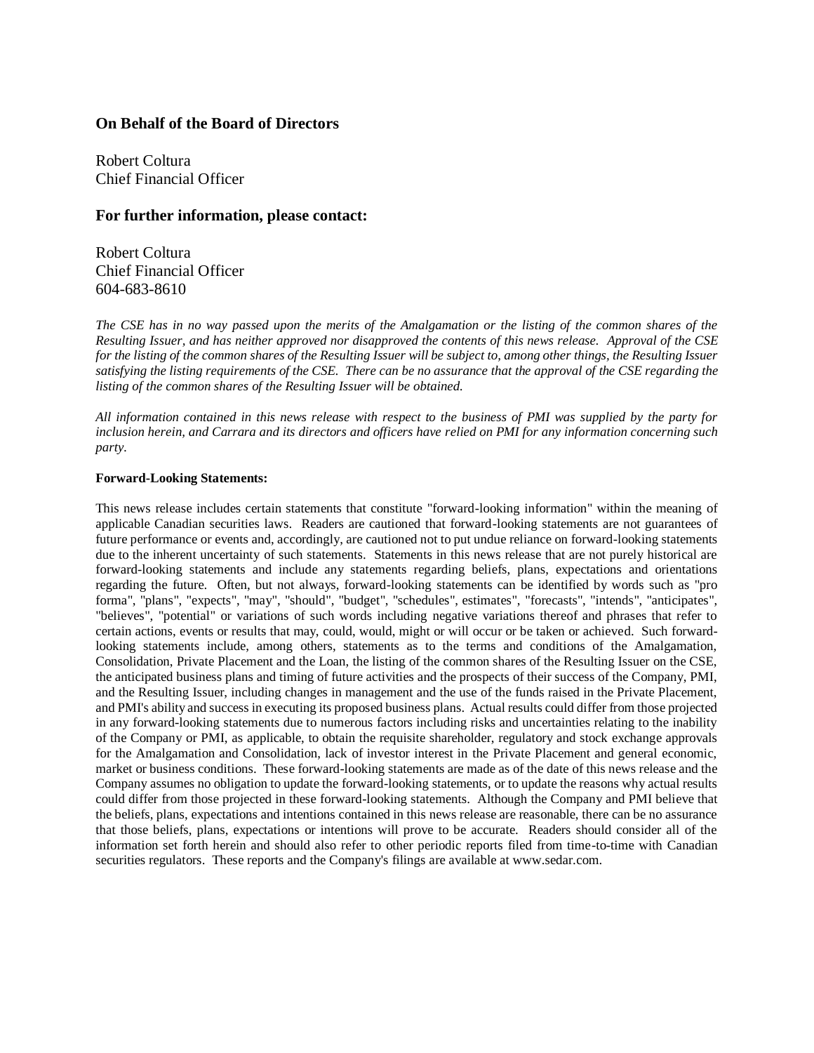### On Behalf of the Board of Directors

Robert Coltura
Chief Financial Officer

### For further information, please contact:

Robert Coltura
Chief Financial Officer
604-683-8610

*The CSE has in no way passed upon the merits of the Amalgamation or the listing of the common shares of the Resulting Issuer, and has neither approved nor disapproved the contents of this news release. Approval of the CSE for the listing of the common shares of the Resulting Issuer will be subject to, among other things, the Resulting Issuer satisfying the listing requirements of the CSE. There can be no assurance that the approval of the CSE regarding the listing of the common shares of the Resulting Issuer will be obtained.*

*All information contained in this news release with respect to the business of PMI was supplied by the party for inclusion herein, and Carrara and its directors and officers have relied on PMI for any information concerning such party.*

**Forward-Looking Statements:**

This news release includes certain statements that constitute "forward-looking information" within the meaning of applicable Canadian securities laws. Readers are cautioned that forward-looking statements are not guarantees of future performance or events and, accordingly, are cautioned not to put undue reliance on forward-looking statements due to the inherent uncertainty of such statements. Statements in this news release that are not purely historical are forward-looking statements and include any statements regarding beliefs, plans, expectations and orientations regarding the future. Often, but not always, forward-looking statements can be identified by words such as "pro forma", "plans", "expects", "may", "should", "budget", "schedules", estimates", "forecasts", "intends", "anticipates", "believes", "potential" or variations of such words including negative variations thereof and phrases that refer to certain actions, events or results that may, could, would, might or will occur or be taken or achieved. Such forward-looking statements include, among others, statements as to the terms and conditions of the Amalgamation, Consolidation, Private Placement and the Loan, the listing of the common shares of the Resulting Issuer on the CSE, the anticipated business plans and timing of future activities and the prospects of their success of the Company, PMI, and the Resulting Issuer, including changes in management and the use of the funds raised in the Private Placement, and PMI's ability and success in executing its proposed business plans. Actual results could differ from those projected in any forward-looking statements due to numerous factors including risks and uncertainties relating to the inability of the Company or PMI, as applicable, to obtain the requisite shareholder, regulatory and stock exchange approvals for the Amalgamation and Consolidation, lack of investor interest in the Private Placement and general economic, market or business conditions. These forward-looking statements are made as of the date of this news release and the Company assumes no obligation to update the forward-looking statements, or to update the reasons why actual results could differ from those projected in these forward-looking statements. Although the Company and PMI believe that the beliefs, plans, expectations and intentions contained in this news release are reasonable, there can be no assurance that those beliefs, plans, expectations or intentions will prove to be accurate. Readers should consider all of the information set forth herein and should also refer to other periodic reports filed from time-to-time with Canadian securities regulators. These reports and the Company's filings are available at www.sedar.com.